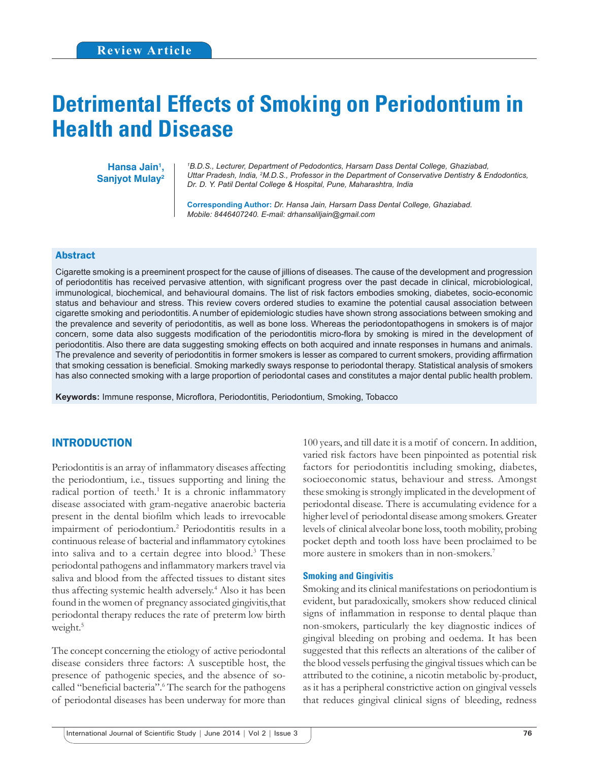Review Article

# Detrimental Effects of Smoking on Periodontium in Health and Disease

**Hansa Jain[1], Sanjyot Mulay[2]**

*[1]B.D.S., Lecturer, Department of Pedodontics, Harsarn Dass Dental College, Ghaziabad, Uttar Pradesh, India, [2]M.D.S., Professor in the Department of Conservative Dentistry & Endodontics, Dr. D. Y. Patil Dental College & Hospital, Pune, Maharashtra, India*

**Corresponding Author:** *Dr. Hansa Jain, Harsarn Dass Dental College, Ghaziabad. Mobile: 8446407240. E-mail: drhansaliljain@gmail.com*

## Abstract

Cigarette smoking is a preeminent prospect for the cause of jillions of diseases. The cause of the development and progression of periodontitis has received pervasive attention, with significant progress over the past decade in clinical, microbiological, immunological, biochemical, and behavioural domains. The list of risk factors embodies smoking, diabetes, socio-economic status and behaviour and stress. This review covers ordered studies to examine the potential causal association between cigarette smoking and periodontitis. A number of epidemiologic studies have shown strong associations between smoking and the prevalence and severity of periodontitis, as well as bone loss. Whereas the periodontopathogens in smokers is of major concern, some data also suggests modification of the periodontitis micro-flora by smoking is mired in the development of periodontitis. Also there are data suggesting smoking effects on both acquired and innate responses in humans and animals. The prevalence and severity of periodontitis in former smokers is lesser as compared to current smokers, providing affirmation that smoking cessation is beneficial. Smoking markedly sways response to periodontal therapy. Statistical analysis of smokers has also connected smoking with a large proportion of periodontal cases and constitutes a major dental public health problem.

**Keywords:** Immune response, Microflora, Periodontitis, Periodontium, Smoking, Tobacco

## INTRODUCTION

Periodontitis is an array of inflammatory diseases affecting the periodontium, i.e., tissues supporting and lining the radical portion of teeth.[1] It is a chronic inflammatory disease associated with gram-negative anaerobic bacteria present in the dental biofilm which leads to irrevocable impairment of periodontium.[2] Periodontitis results in a continuous release of bacterial and inflammatory cytokines into saliva and to a certain degree into blood.[3] These periodontal pathogens and inflammatory markers travel via saliva and blood from the affected tissues to distant sites thus affecting systemic health adversely.[4] Also it has been found in the women of pregnancy associated gingivitis,that periodontal therapy reduces the rate of preterm low birth weight.[5]

The concept concerning the etiology of active periodontal disease considers three factors: A susceptible host, the presence of pathogenic species, and the absence of so-called "beneficial bacteria".[6] The search for the pathogens of periodontal diseases has been underway for more than 100 years, and till date it is a motif of concern. In addition, varied risk factors have been pinpointed as potential risk factors for periodontitis including smoking, diabetes, socioeconomic status, behaviour and stress. Amongst these smoking is strongly implicated in the development of periodontal disease. There is accumulating evidence for a higher level of periodontal disease among smokers. Greater levels of clinical alveolar bone loss, tooth mobility, probing pocket depth and tooth loss have been proclaimed to be more austere in smokers than in non-smokers.[7]

### Smoking and Gingivitis

Smoking and its clinical manifestations on periodontium is evident, but paradoxically, smokers show reduced clinical signs of inflammation in response to dental plaque than non-smokers, particularly the key diagnostic indices of gingival bleeding on probing and oedema. It has been suggested that this reflects an alterations of the caliber of the blood vessels perfusing the gingival tissues which can be attributed to the cotinine, a nicotin metabolic by-product, as it has a peripheral constrictive action on gingival vessels that reduces gingival clinical signs of bleeding, redness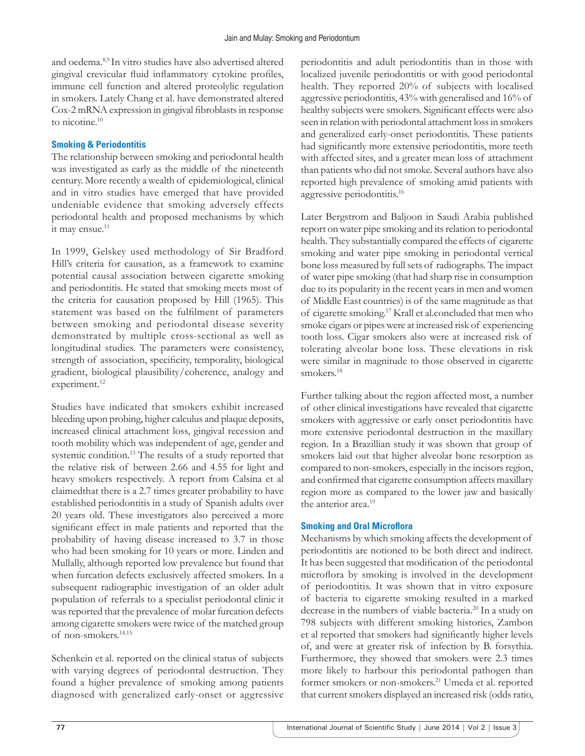and oedema.[8,9] In vitro studies have also advertised altered gingival crevicular fluid inflammatory cytokine profiles, immune cell function and altered proteolytic regulation in smokers. Lately Chang et al. have demonstrated altered Cox-2 mRNA expression in gingival fibroblasts in response to nicotine.[10]

## Smoking & Periodontitis

The relationship between smoking and periodontal health was investigated as early as the middle of the nineteenth century. More recently a wealth of epidemiological, clinical and in vitro studies have emerged that have provided undeniable evidence that smoking adversely effects periodontal health and proposed mechanisms by which it may ensue.[11]

In 1999, Gelskey used methodology of Sir Bradford Hill's criteria for causation, as a framework to examine potential causal association between cigarette smoking and periodontitis. He stated that smoking meets most of the criteria for causation proposed by Hill (1965). This statement was based on the fulfilment of parameters between smoking and periodontal disease severity demonstrated by multiple cross-sectional as well as longitudinal studies. The parameters were consistency, strength of association, specificity, temporality, biological gradient, biological plausibility/coherence, analogy and experiment.[12]

Studies have indicated that smokers exhibit increased bleeding upon probing, higher calculus and plaque deposits, increased clinical attachment loss, gingival recession and tooth mobility which was independent of age, gender and systemic condition.[13] The results of a study reported that the relative risk of between 2.66 and 4.55 for light and heavy smokers respectively. A report from Calsina et al claimedthat there is a 2.7 times greater probability to have established periodontitis in a study of Spanish adults over 20 years old. These investigators also perceived a more significant effect in male patients and reported that the probability of having disease increased to 3.7 in those who had been smoking for 10 years or more. Linden and Mullally, although reported low prevalence but found that when furcation defects exclusively affected smokers. In a subsequent radiographic investigation of an older adult population of referrals to a specialist periodontal clinic it was reported that the prevalence of molar furcation defects among cigarette smokers were twice of the matched group of non-smokers.[14,15]

Schenkein et al. reported on the clinical status of subjects with varying degrees of periodontal destruction. They found a higher prevalence of smoking among patients diagnosed with generalized early-onset or aggressive periodontitis and adult periodontitis than in those with localized juvenile periodontitis or with good periodontal health. They reported 20% of subjects with localised aggressive periodontitis, 43% with generalised and 16% of healthy subjects were smokers. Significant effects were also seen in relation with periodontal attachment loss in smokers and generalized early-onset periodontitis. These patients had significantly more extensive periodontitis, more teeth with affected sites, and a greater mean loss of attachment than patients who did not smoke. Several authors have also reported high prevalence of smoking amid patients with aggressive periodontitis.[16]

Later Bergstrom and Baljoon in Saudi Arabia published report on water pipe smoking and its relation to periodontal health. They substantially compared the effects of cigarette smoking and water pipe smoking in periodontal vertical bone loss measured by full sets of radiographs. The impact of water pipe smoking (that had sharp rise in consumption due to its popularity in the recent years in men and women of Middle East countries) is of the same magnitude as that of cigarette smoking.[17] Krall et al.concluded that men who smoke cigars or pipes were at increased risk of experiencing tooth loss. Cigar smokers also were at increased risk of tolerating alveolar bone loss. These elevations in risk were similar in magnitude to those observed in cigarette smokers.[18]

Further talking about the region affected most, a number of other clinical investigations have revealed that cigarette smokers with aggressive or early onset periodontitis have more extensive periodontal destruction in the maxillary region. In a Brazillian study it was shown that group of smokers laid out that higher alveolar bone resorption as compared to non-smokers, especially in the incisors region, and confirmed that cigarette consumption affects maxillary region more as compared to the lower jaw and basically the anterior area.[19]

## Smoking and Oral Microflora

Mechanisms by which smoking affects the development of periodontitis are notioned to be both direct and indirect. It has been suggested that modification of the periodontal microflora by smoking is involved in the development of periodontitis. It was shown that in vitro exposure of bacteria to cigarette smoking resulted in a marked decrease in the numbers of viable bacteria.[20] In a study on 798 subjects with different smoking histories, Zambon et al reported that smokers had significantly higher levels of, and were at greater risk of infection by *B. forsythia*. Furthermore, they showed that smokers were 2.3 times more likely to harbour this periodontal pathogen than former smokers or non-smokers.[21] Umeda et al. reported that current smokers displayed an increased risk (odds ratio,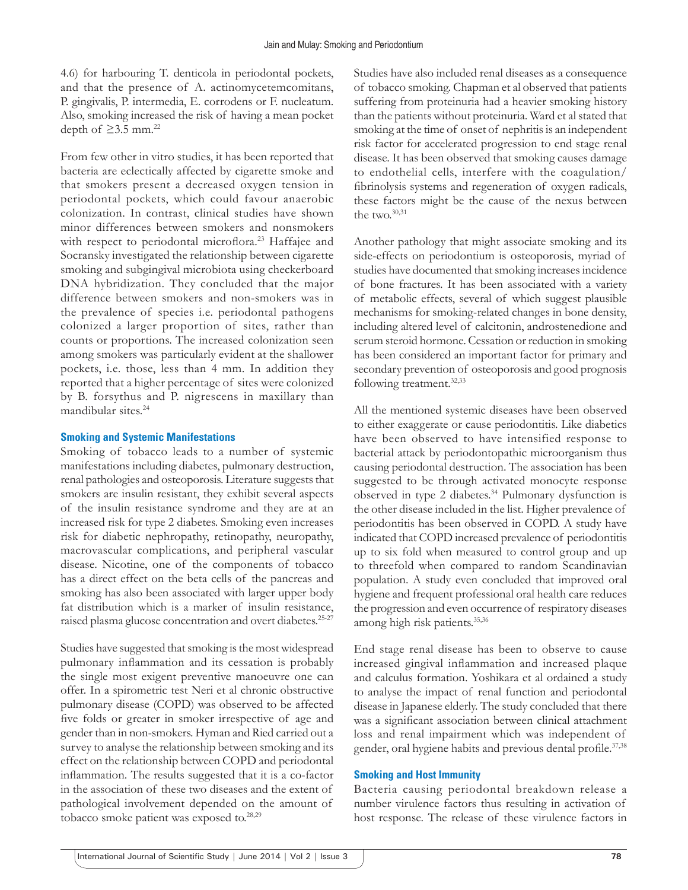4.6) for harbouring T. denticola in periodontal pockets, and that the presence of A. actinomycetemcomitans, P. gingivalis, P. intermedia, E. corrodens or F. nucleatum. Also, smoking increased the risk of having a mean pocket depth of ≥3.5 mm.[22]

From few other in vitro studies, it has been reported that bacteria are eclectically affected by cigarette smoke and that smokers present a decreased oxygen tension in periodontal pockets, which could favour anaerobic colonization. In contrast, clinical studies have shown minor differences between smokers and nonsmokers with respect to periodontal microflora.[23] Haffajee and Socransky investigated the relationship between cigarette smoking and subgingival microbiota using checkerboard DNA hybridization. They concluded that the major difference between smokers and non-smokers was in the prevalence of species i.e. periodontal pathogens colonized a larger proportion of sites, rather than counts or proportions. The increased colonization seen among smokers was particularly evident at the shallower pockets, i.e. those, less than 4 mm. In addition they reported that a higher percentage of sites were colonized by B. forsythus and P. nigrescens in maxillary than mandibular sites.[24]

### Smoking and Systemic Manifestations

Smoking of tobacco leads to a number of systemic manifestations including diabetes, pulmonary destruction, renal pathologies and osteoporosis. Literature suggests that smokers are insulin resistant, they exhibit several aspects of the insulin resistance syndrome and they are at an increased risk for type 2 diabetes. Smoking even increases risk for diabetic nephropathy, retinopathy, neuropathy, macrovascular complications, and peripheral vascular disease. Nicotine, one of the components of tobacco has a direct effect on the beta cells of the pancreas and smoking has also been associated with larger upper body fat distribution which is a marker of insulin resistance, raised plasma glucose concentration and overt diabetes.[25-27]

Studies have suggested that smoking is the most widespread pulmonary inflammation and its cessation is probably the single most exigent preventive manoeuvre one can offer. In a spirometric test Neri et al chronic obstructive pulmonary disease (COPD) was observed to be affected five folds or greater in smoker irrespective of age and gender than in non-smokers. Hyman and Ried carried out a survey to analyse the relationship between smoking and its effect on the relationship between COPD and periodontal inflammation. The results suggested that it is a co-factor in the association of these two diseases and the extent of pathological involvement depended on the amount of tobacco smoke patient was exposed to.[28,29]

Studies have also included renal diseases as a consequence of tobacco smoking. Chapman et al observed that patients suffering from proteinuria had a heavier smoking history than the patients without proteinuria. Ward et al stated that smoking at the time of onset of nephritis is an independent risk factor for accelerated progression to end stage renal disease. It has been observed that smoking causes damage to endothelial cells, interfere with the coagulation/fibrinolysis systems and regeneration of oxygen radicals, these factors might be the cause of the nexus between the two.[30,31]

Another pathology that might associate smoking and its side-effects on periodontium is osteoporosis, myriad of studies have documented that smoking increases incidence of bone fractures. It has been associated with a variety of metabolic effects, several of which suggest plausible mechanisms for smoking-related changes in bone density, including altered level of calcitonin, androstenedione and serum steroid hormone. Cessation or reduction in smoking has been considered an important factor for primary and secondary prevention of osteoporosis and good prognosis following treatment.[32,33]

All the mentioned systemic diseases have been observed to either exaggerate or cause periodontitis. Like diabetics have been observed to have intensified response to bacterial attack by periodontopathic microorganism thus causing periodontal destruction. The association has been suggested to be through activated monocyte response observed in type 2 diabetes.[34] Pulmonary dysfunction is the other disease included in the list. Higher prevalence of periodontitis has been observed in COPD. A study have indicated that COPD increased prevalence of periodontitis up to six fold when measured to control group and up to threefold when compared to random Scandinavian population. A study even concluded that improved oral hygiene and frequent professional oral health care reduces the progression and even occurrence of respiratory diseases among high risk patients.[35,36]

End stage renal disease has been to observe to cause increased gingival inflammation and increased plaque and calculus formation. Yoshikara et al ordained a study to analyse the impact of renal function and periodontal disease in Japanese elderly. The study concluded that there was a significant association between clinical attachment loss and renal impairment which was independent of gender, oral hygiene habits and previous dental profile.[37,38]

### Smoking and Host Immunity

Bacteria causing periodontal breakdown release a number virulence factors thus resulting in activation of host response. The release of these virulence factors in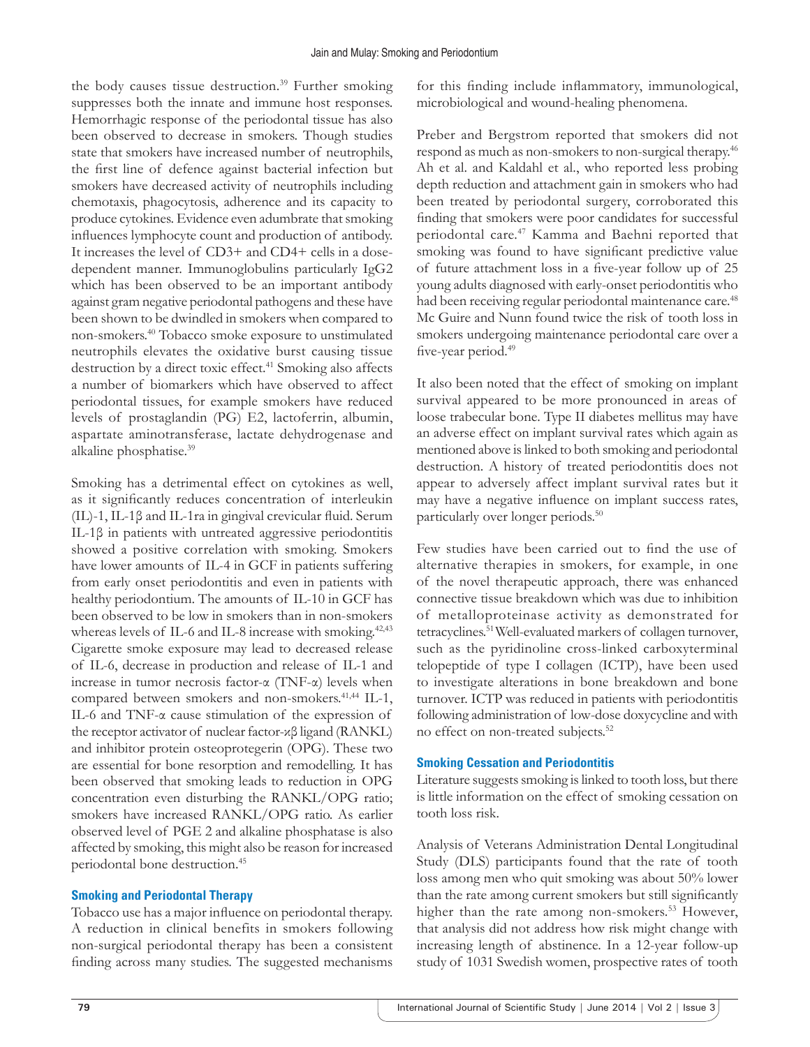the body causes tissue destruction.[39] Further smoking suppresses both the innate and immune host responses. Hemorrhagic response of the periodontal tissue has also been observed to decrease in smokers. Though studies state that smokers have increased number of neutrophils, the first line of defence against bacterial infection but smokers have decreased activity of neutrophils including chemotaxis, phagocytosis, adherence and its capacity to produce cytokines. Evidence even adumbrate that smoking influences lymphocyte count and production of antibody. It increases the level of CD3+ and CD4+ cells in a dose-dependent manner. Immunoglobulins particularly IgG2 which has been observed to be an important antibody against gram negative periodontal pathogens and these have been shown to be dwindled in smokers when compared to non-smokers.[40] Tobacco smoke exposure to unstimulated neutrophils elevates the oxidative burst causing tissue destruction by a direct toxic effect.[41] Smoking also affects a number of biomarkers which have observed to affect periodontal tissues, for example smokers have reduced levels of prostaglandin (PG) E2, lactoferrin, albumin, aspartate aminotransferase, lactate dehydrogenase and alkaline phosphatise.[39]

Smoking has a detrimental effect on cytokines as well, as it significantly reduces concentration of interleukin (IL)-1, IL-1β and IL-1ra in gingival crevicular fluid. Serum IL-1β in patients with untreated aggressive periodontitis showed a positive correlation with smoking. Smokers have lower amounts of IL-4 in GCF in patients suffering from early onset periodontitis and even in patients with healthy periodontium. The amounts of IL-10 in GCF has been observed to be low in smokers than in non-smokers whereas levels of IL-6 and IL-8 increase with smoking.[42,43] Cigarette smoke exposure may lead to decreased release of IL-6, decrease in production and release of IL-1 and increase in tumor necrosis factor-α (TNF-α) levels when compared between smokers and non-smokers.[41,44] IL-1, IL-6 and TNF-α cause stimulation of the expression of the receptor activator of nuclear factor-κβ ligand (RANKL) and inhibitor protein osteoprotegerin (OPG). These two are essential for bone resorption and remodelling. It has been observed that smoking leads to reduction in OPG concentration even disturbing the RANKL/OPG ratio; smokers have increased RANKL/OPG ratio. As earlier observed level of PGE 2 and alkaline phosphatase is also affected by smoking, this might also be reason for increased periodontal bone destruction.[45]

## Smoking and Periodontal Therapy

Tobacco use has a major influence on periodontal therapy. A reduction in clinical benefits in smokers following non-surgical periodontal therapy has been a consistent finding across many studies. The suggested mechanisms for this finding include inflammatory, immunological, microbiological and wound-healing phenomena.

Preber and Bergstrom reported that smokers did not respond as much as non-smokers to non-surgical therapy.[46] Ah et al. and Kaldahl et al., who reported less probing depth reduction and attachment gain in smokers who had been treated by periodontal surgery, corroborated this finding that smokers were poor candidates for successful periodontal care.[47] Kamma and Baehni reported that smoking was found to have significant predictive value of future attachment loss in a five-year follow up of 25 young adults diagnosed with early-onset periodontitis who had been receiving regular periodontal maintenance care.[48] Mc Guire and Nunn found twice the risk of tooth loss in smokers undergoing maintenance periodontal care over a five-year period.[49]

It also been noted that the effect of smoking on implant survival appeared to be more pronounced in areas of loose trabecular bone. Type II diabetes mellitus may have an adverse effect on implant survival rates which again as mentioned above is linked to both smoking and periodontal destruction. A history of treated periodontitis does not appear to adversely affect implant survival rates but it may have a negative influence on implant success rates, particularly over longer periods.[50]

Few studies have been carried out to find the use of alternative therapies in smokers, for example, in one of the novel therapeutic approach, there was enhanced connective tissue breakdown which was due to inhibition of metalloproteinase activity as demonstrated for tetracyclines.[51] Well-evaluated markers of collagen turnover, such as the pyridinoline cross-linked carboxyterminal telopeptide of type I collagen (ICTP), have been used to investigate alterations in bone breakdown and bone turnover. ICTP was reduced in patients with periodontitis following administration of low-dose doxycycline and with no effect on non-treated subjects.[52]

## Smoking Cessation and Periodontitis

Literature suggests smoking is linked to tooth loss, but there is little information on the effect of smoking cessation on tooth loss risk.

Analysis of Veterans Administration Dental Longitudinal Study (DLS) participants found that the rate of tooth loss among men who quit smoking was about 50% lower than the rate among current smokers but still significantly higher than the rate among non-smokers.[53] However, that analysis did not address how risk might change with increasing length of abstinence. In a 12-year follow-up study of 1031 Swedish women, prospective rates of tooth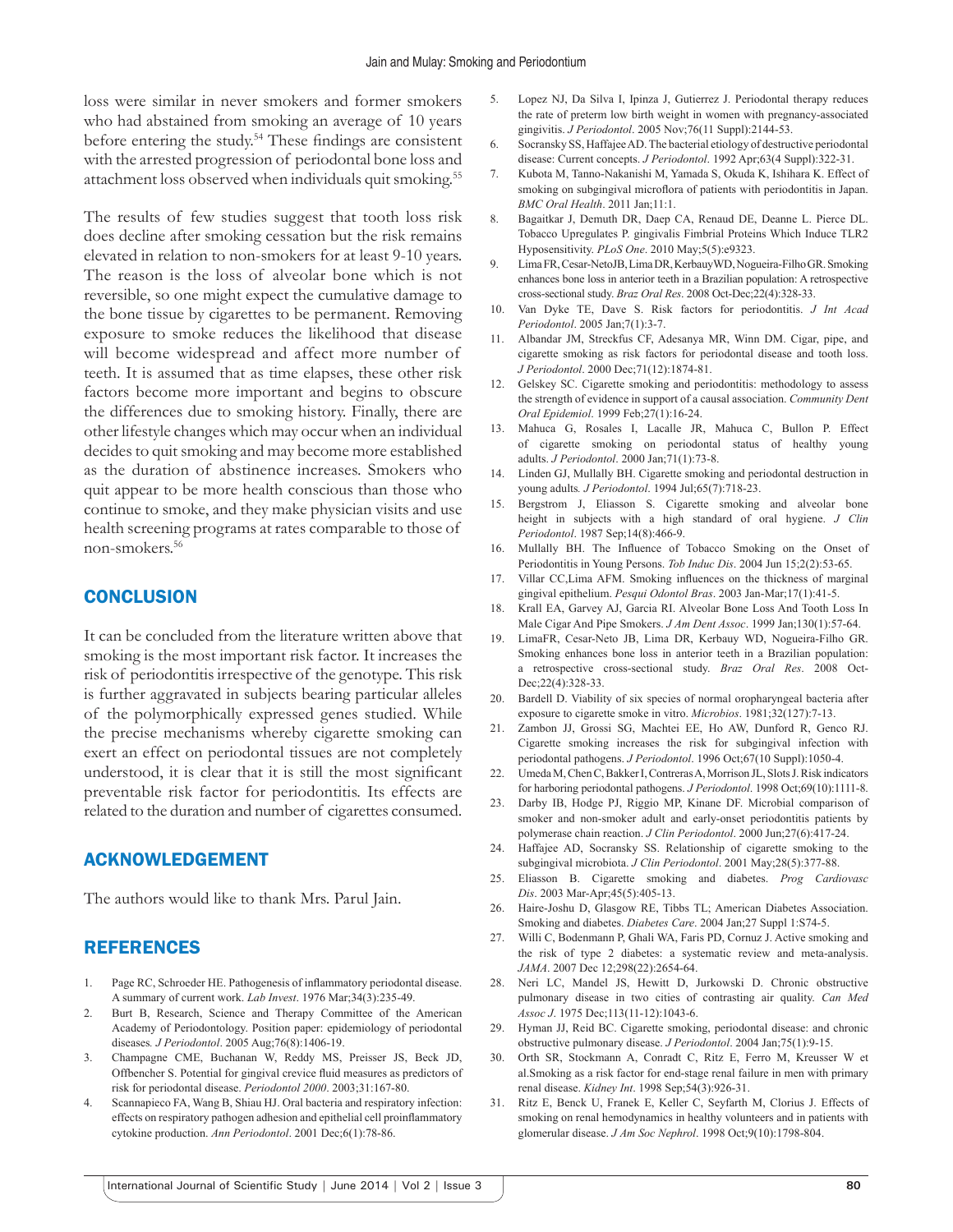loss were similar in never smokers and former smokers who had abstained from smoking an average of 10 years before entering the study.[54] These findings are consistent with the arrested progression of periodontal bone loss and attachment loss observed when individuals quit smoking.[55]

The results of few studies suggest that tooth loss risk does decline after smoking cessation but the risk remains elevated in relation to non-smokers for at least 9-10 years. The reason is the loss of alveolar bone which is not reversible, so one might expect the cumulative damage to the bone tissue by cigarettes to be permanent. Removing exposure to smoke reduces the likelihood that disease will become widespread and affect more number of teeth. It is assumed that as time elapses, these other risk factors become more important and begins to obscure the differences due to smoking history. Finally, there are other lifestyle changes which may occur when an individual decides to quit smoking and may become more established as the duration of abstinence increases. Smokers who quit appear to be more health conscious than those who continue to smoke, and they make physician visits and use health screening programs at rates comparable to those of non-smokers.[56]

## CONCLUSION

It can be concluded from the literature written above that smoking is the most important risk factor. It increases the risk of periodontitis irrespective of the genotype. This risk is further aggravated in subjects bearing particular alleles of the polymorphically expressed genes studied. While the precise mechanisms whereby cigarette smoking can exert an effect on periodontal tissues are not completely understood, it is clear that it is still the most significant preventable risk factor for periodontitis. Its effects are related to the duration and number of cigarettes consumed.

## ACKNOWLEDGEMENT

The authors would like to thank Mrs. Parul Jain.

## REFERENCES

1. Page RC, Schroeder HE. Pathogenesis of inflammatory periodontal disease. A summary of current work. *Lab Invest*. 1976 Mar;34(3):235-49.
2. Burt B, Research, Science and Therapy Committee of the American Academy of Periodontology. Position paper: epidemiology of periodontal diseases*. J Periodontol*. 2005 Aug;76(8):1406-19.
3. Champagne CME, Buchanan W, Reddy MS, Preisser JS, Beck JD, Offbencher S. Potential for gingival crevice fluid measures as predictors of risk for periodontal disease. *Periodontol 2000*. 2003;31:167-80.
4. Scannapieco FA, Wang B, Shiau HJ. Oral bacteria and respiratory infection: effects on respiratory pathogen adhesion and epithelial cell proinflammatory cytokine production. *Ann Periodontol*. 2001 Dec;6(1):78-86.
5. Lopez NJ, Da Silva I, Ipinza J, Gutierrez J. Periodontal therapy reduces the rate of preterm low birth weight in women with pregnancy-associated gingivitis. *J Periodontol*. 2005 Nov;76(11 Suppl):2144-53.
6. Socransky SS, Haffajee AD. The bacterial etiology of destructive periodontal disease: Current concepts. *J Periodontol*. 1992 Apr;63(4 Suppl):322-31.
7. Kubota M, Tanno-Nakanishi M, Yamada S, Okuda K, Ishihara K. Effect of smoking on subgingival microflora of patients with periodontitis in Japan. *BMC Oral Health*. 2011 Jan;11:1.
8. Bagaitkar J, Demuth DR, Daep CA, Renaud DE, Deanne L. Pierce DL. Tobacco Upregulates P. gingivalis Fimbrial Proteins Which Induce TLR2 Hyposensitivity. *PLoS One*. 2010 May;5(5):e9323.
9. Lima FR, Cesar-NetoJB, Lima DR, KerbauyWD, Nogueira-Filho GR. Smoking enhances bone loss in anterior teeth in a Brazilian population: A retrospective cross-sectional study. *Braz Oral Res*. 2008 Oct-Dec;22(4):328-33.
10. Van Dyke TE, Dave S. Risk factors for periodontitis. *J Int Acad Periodontol*. 2005 Jan;7(1):3-7.
11. Albandar JM, Streckfus CF, Adesanya MR, Winn DM. Cigar, pipe, and cigarette smoking as risk factors for periodontal disease and tooth loss. *J Periodontol*. 2000 Dec;71(12):1874-81.
12. Gelskey SC. Cigarette smoking and periodontitis: methodology to assess the strength of evidence in support of a causal association. *Community Dent Oral Epidemiol*. 1999 Feb;27(1):16-24.
13. Mahuca G, Rosales I, Lacalle JR, Mahuca C, Bullon P. Effect of cigarette smoking on periodontal status of healthy young adults. *J Periodontol*. 2000 Jan;71(1):73-8.
14. Linden GJ, Mullally BH. Cigarette smoking and periodontal destruction in young adults*. J Periodontol*. 1994 Jul;65(7):718-23.
15. Bergstrom J, Eliasson S. Cigarette smoking and alveolar bone height in subjects with a high standard of oral hygiene. *J Clin Periodontol*. 1987 Sep;14(8):466-9.
16. Mullally BH. The Influence of Tobacco Smoking on the Onset of Periodontitis in Young Persons. *Tob Induc Dis*. 2004 Jun 15;2(2):53-65.
17. Villar CC,Lima AFM. Smoking influences on the thickness of marginal gingival epithelium. *Pesqui Odontol Bras*. 2003 Jan-Mar;17(1):41-5.
18. Krall EA, Garvey AJ, Garcia RI. Alveolar Bone Loss And Tooth Loss In Male Cigar And Pipe Smokers. *J Am Dent Assoc*. 1999 Jan;130(1):57-64.
19. LimaFR, Cesar-Neto JB, Lima DR, Kerbauy WD, Nogueira-Filho GR. Smoking enhances bone loss in anterior teeth in a Brazilian population: a retrospective cross-sectional study. *Braz Oral Res*. 2008 Oct-Dec;22(4):328-33.
20. Bardell D. Viability of six species of normal oropharyngeal bacteria after exposure to cigarette smoke in vitro. *Microbios*. 1981;32(127):7-13.
21. Zambon JJ, Grossi SG, Machtei EE, Ho AW, Dunford R, Genco RJ. Cigarette smoking increases the risk for subgingival infection with periodontal pathogens. *J Periodontol*. 1996 Oct;67(10 Suppl):1050-4.
22. Umeda M, Chen C, Bakker I, Contreras A, Morrison JL, Slots J. Risk indicators for harboring periodontal pathogens. *J Periodontol*. 1998 Oct;69(10):1111-8.
23. Darby IB, Hodge PJ, Riggio MP, Kinane DF. Microbial comparison of smoker and non-smoker adult and early-onset periodontitis patients by polymerase chain reaction. *J Clin Periodontol*. 2000 Jun;27(6):417-24.
24. Haffajee AD, Socransky SS. Relationship of cigarette smoking to the subgingival microbiota. *J Clin Periodontol*. 2001 May;28(5):377-88.
25. Eliasson B. Cigarette smoking and diabetes. *Prog Cardiovasc Dis*. 2003 Mar-Apr;45(5):405-13.
26. Haire-Joshu D, Glasgow RE, Tibbs TL; American Diabetes Association. Smoking and diabetes. *Diabetes Care*. 2004 Jan;27 Suppl 1:S74-5.
27. Willi C, Bodenmann P, Ghali WA, Faris PD, Cornuz J. Active smoking and the risk of type 2 diabetes: a systematic review and meta-analysis. *JAMA*. 2007 Dec 12;298(22):2654-64.
28. Neri LC, Mandel JS, Hewitt D, Jurkowski D. Chronic obstructive pulmonary disease in two cities of contrasting air quality. *Can Med Assoc J*. 1975 Dec;113(11-12):1043-6.
29. Hyman JJ, Reid BC. Cigarette smoking, periodontal disease: and chronic obstructive pulmonary disease. *J Periodontol*. 2004 Jan;75(1):9-15.
30. Orth SR, Stockmann A, Conradt C, Ritz E, Ferro M, Kreusser W et al.Smoking as a risk factor for end-stage renal failure in men with primary renal disease. *Kidney Int*. 1998 Sep;54(3):926-31.
31. Ritz E, Benck U, Franek E, Keller C, Seyfarth M, Clorius J. Effects of smoking on renal hemodynamics in healthy volunteers and in patients with glomerular disease. *J Am Soc Nephrol*. 1998 Oct;9(10):1798-804.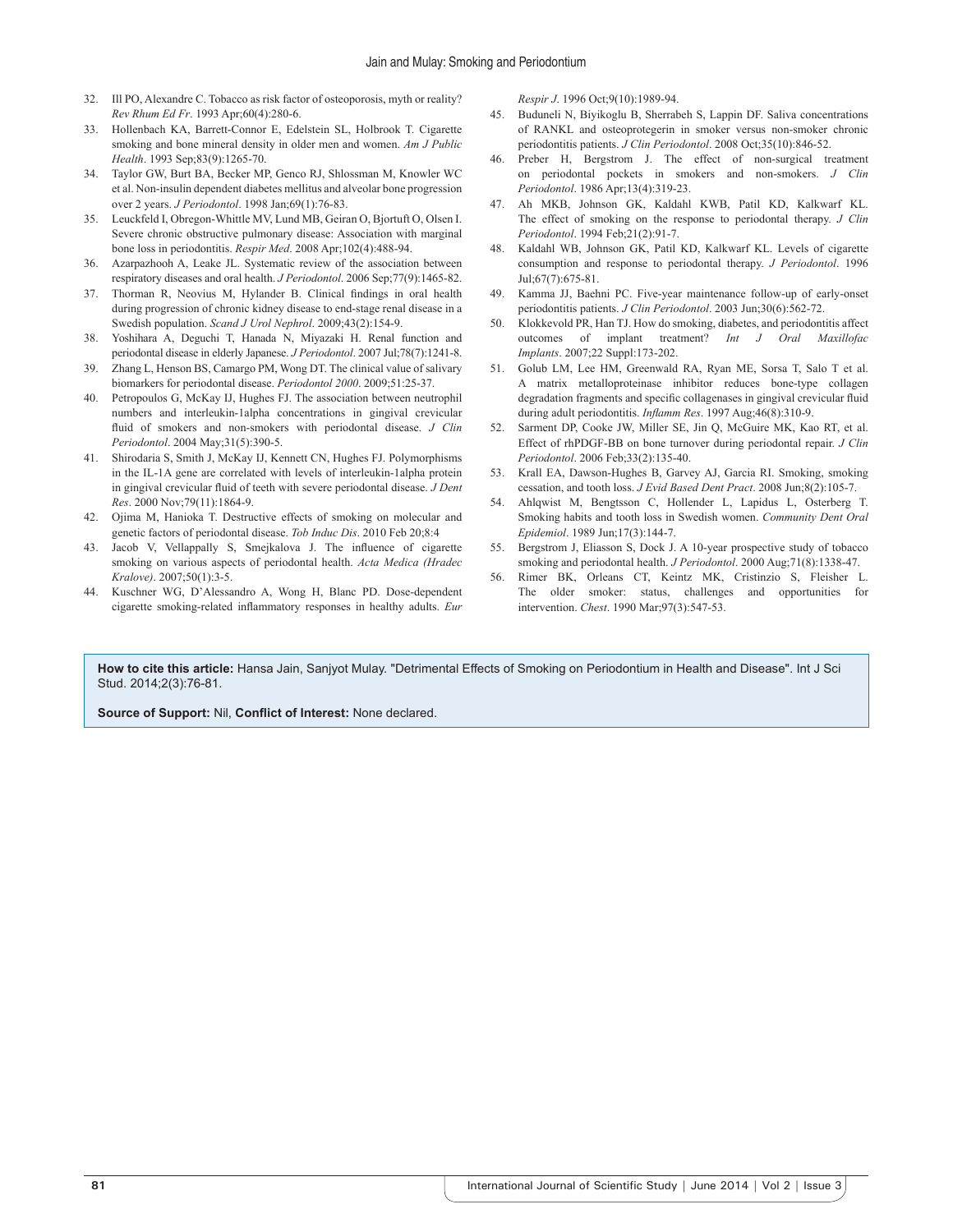32. Ill PO, Alexandre C. Tobacco as risk factor of osteoporosis, myth or reality? *Rev Rhum Ed Fr*. 1993 Apr;60(4):280-6.
33. Hollenbach KA, Barrett-Connor E, Edelstein SL, Holbrook T. Cigarette smoking and bone mineral density in older men and women. *Am J Public Health*. 1993 Sep;83(9):1265-70.
34. Taylor GW, Burt BA, Becker MP, Genco RJ, Shlossman M, Knowler WC et al. Non-insulin dependent diabetes mellitus and alveolar bone progression over 2 years. *J Periodontol*. 1998 Jan;69(1):76-83.
35. Leuckfeld I, Obregon-Whittle MV, Lund MB, Geiran O, Bjortuft O, Olsen I. Severe chronic obstructive pulmonary disease: Association with marginal bone loss in periodontitis. *Respir Med*. 2008 Apr;102(4):488-94.
36. Azarpazhooh A, Leake JL. Systematic review of the association between respiratory diseases and oral health. *J Periodontol*. 2006 Sep;77(9):1465-82.
37. Thorman R, Neovius M, Hylander B. Clinical findings in oral health during progression of chronic kidney disease to end-stage renal disease in a Swedish population. *Scand J Urol Nephrol*. 2009;43(2):154-9.
38. Yoshihara A, Deguchi T, Hanada N, Miyazaki H. Renal function and periodontal disease in elderly Japanese. *J Periodontol*. 2007 Jul;78(7):1241-8.
39. Zhang L, Henson BS, Camargo PM, Wong DT. The clinical value of salivary biomarkers for periodontal disease. *Periodontol 2000*. 2009;51:25-37.
40. Petropoulos G, McKay IJ, Hughes FJ. The association between neutrophil numbers and interleukin-1alpha concentrations in gingival crevicular fluid of smokers and non-smokers with periodontal disease. *J Clin Periodontol*. 2004 May;31(5):390-5.
41. Shirodaria S, Smith J, McKay IJ, Kennett CN, Hughes FJ. Polymorphisms in the IL-1A gene are correlated with levels of interleukin-1alpha protein in gingival crevicular fluid of teeth with severe periodontal disease. *J Dent Res*. 2000 Nov;79(11):1864-9.
42. Ojima M, Hanioka T. Destructive effects of smoking on molecular and genetic factors of periodontal disease. *Tob Induc Dis*. 2010 Feb 20;8:4
43. Jacob V, Vellappally S, Smejkalova J. The influence of cigarette smoking on various aspects of periodontal health. *Acta Medica (Hradec Kralove)*. 2007;50(1):3-5.
44. Kuschner WG, D'Alessandro A, Wong H, Blanc PD. Dose-dependent cigarette smoking-related inflammatory responses in healthy adults. *Eur Respir J*. 1996 Oct;9(10):1989-94.
45. Buduneli N, Biyikoglu B, Sherrabeh S, Lappin DF. Saliva concentrations of RANKL and osteoprotegerin in smoker versus non-smoker chronic periodontitis patients. *J Clin Periodontol*. 2008 Oct;35(10):846-52.
46. Preber H, Bergstrom J. The effect of non-surgical treatment on periodontal pockets in smokers and non-smokers. *J Clin Periodontol*. 1986 Apr;13(4):319-23.
47. Ah MKB, Johnson GK, Kaldahl KWB, Patil KD, Kalkwarf KL. The effect of smoking on the response to periodontal therapy. *J Clin Periodontol*. 1994 Feb;21(2):91-7.
48. Kaldahl WB, Johnson GK, Patil KD, Kalkwarf KL. Levels of cigarette consumption and response to periodontal therapy. *J Periodontol*. 1996 Jul;67(7):675-81.
49. Kamma JJ, Baehni PC. Five-year maintenance follow-up of early-onset periodontitis patients. *J Clin Periodontol*. 2003 Jun;30(6):562-72.
50. Klokkevold PR, Han TJ. How do smoking, diabetes, and periodontitis affect outcomes of implant treatment? *Int J Oral Maxillofac Implants*. 2007;22 Suppl:173-202.
51. Golub LM, Lee HM, Greenwald RA, Ryan ME, Sorsa T, Salo T et al. A matrix metalloproteinase inhibitor reduces bone-type collagen degradation fragments and specific collagenases in gingival crevicular fluid during adult periodontitis. *Inflamm Res*. 1997 Aug;46(8):310-9.
52. Sarment DP, Cooke JW, Miller SE, Jin Q, McGuire MK, Kao RT, et al. Effect of rhPDGF-BB on bone turnover during periodontal repair. *J Clin Periodontol*. 2006 Feb;33(2):135-40.
53. Krall EA, Dawson-Hughes B, Garvey AJ, Garcia RI. Smoking, smoking cessation, and tooth loss. *J Evid Based Dent Pract*. 2008 Jun;8(2):105-7.
54. Ahlqwist M, Bengtsson C, Hollender L, Lapidus L, Osterberg T. Smoking habits and tooth loss in Swedish women. *Community Dent Oral Epidemiol*. 1989 Jun;17(3):144-7.
55. Bergstrom J, Eliasson S, Dock J. A 10-year prospective study of tobacco smoking and periodontal health. *J Periodontol*. 2000 Aug;71(8):1338-47.
56. Rimer BK, Orleans CT, Keintz MK, Cristinzio S, Fleisher L. The older smoker: status, challenges and opportunities for intervention. *Chest*. 1990 Mar;97(3):547-53.

**How to cite this article:** Hansa Jain, Sanjyot Mulay. "Detrimental Effects of Smoking on Periodontium in Health and Disease". Int J Sci Stud. 2014;2(3):76-81.

**Source of Support:** Nil, **Conflict of Interest:** None declared.